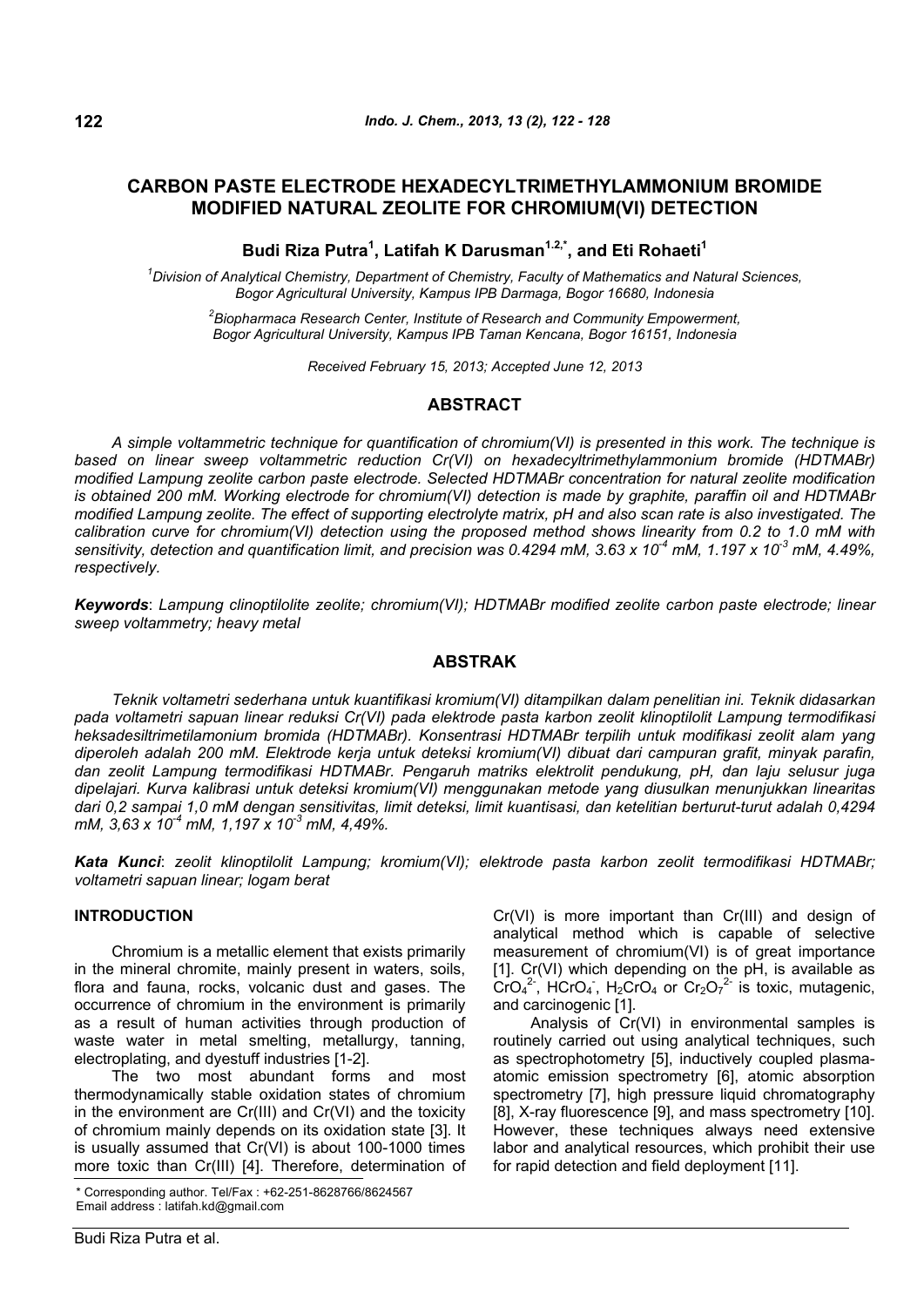# CARBON PASTE ELECTRODE HEXADECYLTRIMETHYLAMMONIUM BROMIDE MODIFIED NATURAL ZEOLITE FOR CHROMIUM(VI) DETECTION

**Budi Riza Putra[1], Latifah K Darusman[1,2,*], and Eti Rohaeti[1]**

*[1]Division of Analytical Chemistry, Department of Chemistry, Faculty of Mathematics and Natural Sciences, Bogor Agricultural University, Kampus IPB Darmaga, Bogor 16680, Indonesia*

*[2]Biopharmaca Research Center, Institute of Research and Community Empowerment, Bogor Agricultural University, Kampus IPB Taman Kencana, Bogor 16151, Indonesia*

*Received February 15, 2013; Accepted June 12, 2013*

## ABSTRACT

*A simple voltammetric technique for quantification of chromium(VI) is presented in this work. The technique is based on linear sweep voltammetric reduction Cr(VI) on hexadecyltrimethylammonium bromide (HDTMABr) modified Lampung zeolite carbon paste electrode. Selected HDTMABr concentration for natural zeolite modification is obtained 200 mM. Working electrode for chromium(VI) detection is made by graphite, paraffin oil and HDTMABr modified Lampung zeolite. The effect of supporting electrolyte matrix, pH and also scan rate is also investigated. The calibration curve for chromium(VI) detection using the proposed method shows linearity from 0.2 to 1.0 mM with sensitivity, detection and quantification limit, and precision was 0.4294 mM, $3.63 \times 10^{-4}$ mM, $1.197 \times 10^{-3}$ mM, 4.49%, respectively.*

***Keywords***: *Lampung clinoptilolite zeolite; chromium(VI); HDTMABr modified zeolite carbon paste electrode; linear sweep voltammetry; heavy metal*

## ABSTRAK

*Teknik voltametri sederhana untuk kuantifikasi kromium(VI) ditampilkan dalam penelitian ini. Teknik didasarkan pada voltametri sapuan linear reduksi Cr(VI) pada elektrode pasta karbon zeolit klinoptilolit Lampung termodifikasi heksadesiltrimetilamonium bromida (HDTMABr). Konsentrasi HDTMABr terpilih untuk modifikasi zeolit alam yang diperoleh adalah 200 mM. Elektrode kerja untuk deteksi kromium(VI) dibuat dari campuran grafit, minyak parafin, dan zeolit Lampung termodifikasi HDTMABr. Pengaruh matriks elektrolit pendukung, pH, dan laju selusur juga dipelajari. Kurva kalibrasi untuk deteksi kromium(VI) menggunakan metode yang diusulkan menunjukkan linearitas dari 0,2 sampai 1,0 mM dengan sensitivitas, limit deteksi, limit kuantisasi, dan ketelitian berturut-turut adalah 0,4294 mM, 3,63 x $10^{-4}$ mM, 1,197 x $10^{-3}$ mM, 4,49%.*

***Kata Kunci***: *zeolit klinoptilolit Lampung; kromium(VI); elektrode pasta karbon zeolit termodifikasi HDTMABr; voltametri sapuan linear; logam berat*

## INTRODUCTION

Chromium is a metallic element that exists primarily in the mineral chromite, mainly present in waters, soils, flora and fauna, rocks, volcanic dust and gases. The occurrence of chromium in the environment is primarily as a result of human activities through production of waste water in metal smelting, metallurgy, tanning, electroplating, and dyestuff industries [1-2].

The two most abundant forms and most thermodynamically stable oxidation states of chromium in the environment are Cr(III) and Cr(VI) and the toxicity of chromium mainly depends on its oxidation state [3]. It is usually assumed that Cr(VI) is about 100-1000 times more toxic than Cr(III) [4]. Therefore, determination of Cr(VI) is more important than Cr(III) and design of analytical method which is capable of selective measurement of chromium(VI) is of great importance [1]. Cr(VI) which depending on the pH, is available as $CrO_4^{2-}$, $HCrO_4^-$, $H_2CrO_4$ or $Cr_2O_7^{2-}$ is toxic, mutagenic, and carcinogenic [1].

Analysis of Cr(VI) in environmental samples is routinely carried out using analytical techniques, such as spectrophotometry [5], inductively coupled plasma-atomic emission spectrometry [6], atomic absorption spectrometry [7], high pressure liquid chromatography [8], X-ray fluorescence [9], and mass spectrometry [10]. However, these techniques always need extensive labor and analytical resources, which prohibit their use for rapid detection and field deployment [11].

\* Corresponding author. Tel/Fax : +62-251-8628766/8624567
Email address : latifah.kd@gmail.com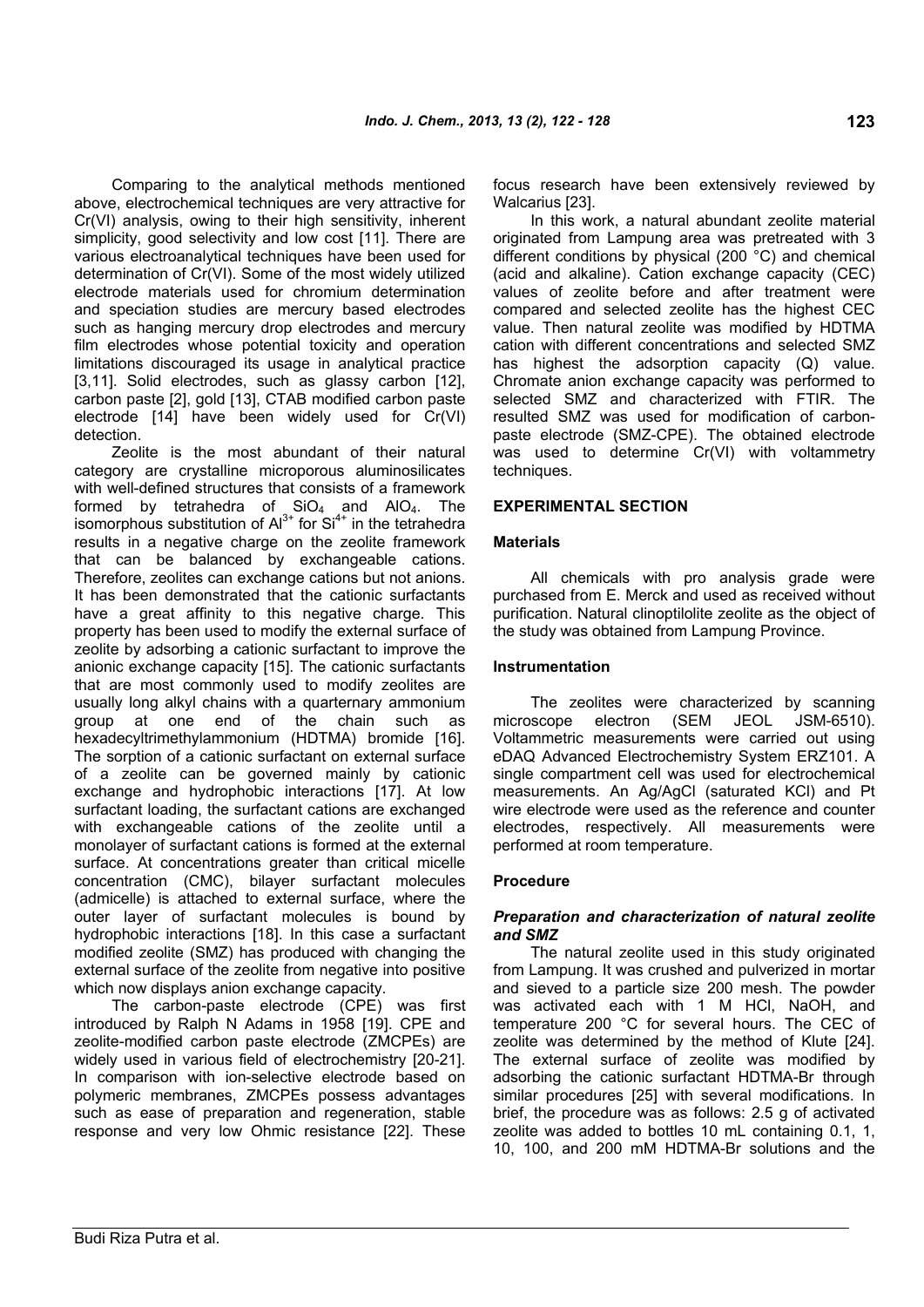Comparing to the analytical methods mentioned above, electrochemical techniques are very attractive for Cr(VI) analysis, owing to their high sensitivity, inherent simplicity, good selectivity and low cost [11]. There are various electroanalytical techniques have been used for determination of Cr(VI). Some of the most widely utilized electrode materials used for chromium determination and speciation studies are mercury based electrodes such as hanging mercury drop electrodes and mercury film electrodes whose potential toxicity and operation limitations discouraged its usage in analytical practice [3,11]. Solid electrodes, such as glassy carbon [12], carbon paste [2], gold [13], CTAB modified carbon paste electrode [14] have been widely used for Cr(VI) detection.

Zeolite is the most abundant of their natural category are crystalline microporous aluminosilicates with well-defined structures that consists of a framework formed by tetrahedra of $SiO_4$ and $AlO_4$. The isomorphous substitution of $Al^{3+}$ for $Si^{4+}$ in the tetrahedra results in a negative charge on the zeolite framework that can be balanced by exchangeable cations. Therefore, zeolites can exchange cations but not anions. It has been demonstrated that the cationic surfactants have a great affinity to this negative charge. This property has been used to modify the external surface of zeolite by adsorbing a cationic surfactant to improve the anionic exchange capacity [15]. The cationic surfactants that are most commonly used to modify zeolites are usually long alkyl chains with a quarternary ammonium group at one end of the chain such as hexadecyltrimethylammonium (HDTMA) bromide [16]. The sorption of a cationic surfactant on external surface of a zeolite can be governed mainly by cationic exchange and hydrophobic interactions [17]. At low surfactant loading, the surfactant cations are exchanged with exchangeable cations of the zeolite until a monolayer of surfactant cations is formed at the external surface. At concentrations greater than critical micelle concentration (CMC), bilayer surfactant molecules (admicelle) is attached to external surface, where the outer layer of surfactant molecules is bound by hydrophobic interactions [18]. In this case a surfactant modified zeolite (SMZ) has produced with changing the external surface of the zeolite from negative into positive which now displays anion exchange capacity.

The carbon-paste electrode (CPE) was first introduced by Ralph N Adams in 1958 [19]. CPE and zeolite-modified carbon paste electrode (ZMCPEs) are widely used in various field of electrochemistry [20-21]. In comparison with ion-selective electrode based on polymeric membranes, ZMCPEs possess advantages such as ease of preparation and regeneration, stable response and very low Ohmic resistance [22]. These focus research have been extensively reviewed by Walcarius [23].

In this work, a natural abundant zeolite material originated from Lampung area was pretreated with 3 different conditions by physical (200 °C) and chemical (acid and alkaline). Cation exchange capacity (CEC) values of zeolite before and after treatment were compared and selected zeolite has the highest CEC value. Then natural zeolite was modified by HDTMA cation with different concentrations and selected SMZ has highest the adsorption capacity (Q) value. Chromate anion exchange capacity was performed to selected SMZ and characterized with FTIR. The resulted SMZ was used for modification of carbon-paste electrode (SMZ-CPE). The obtained electrode was used to determine Cr(VI) with voltammetry techniques.

## EXPERIMENTAL SECTION

### Materials

All chemicals with pro analysis grade were purchased from E. Merck and used as received without purification. Natural clinoptilolite zeolite as the object of the study was obtained from Lampung Province.

### Instrumentation

The zeolites were characterized by scanning microscope electron (SEM JEOL JSM-6510). Voltammetric measurements were carried out using eDAQ Advanced Electrochemistry System ERZ101. A single compartment cell was used for electrochemical measurements. An Ag/AgCl (saturated KCl) and Pt wire electrode were used as the reference and counter electrodes, respectively. All measurements were performed at room temperature.

### Procedure

#### *Preparation and characterization of natural zeolite and SMZ*

The natural zeolite used in this study originated from Lampung. It was crushed and pulverized in mortar and sieved to a particle size 200 mesh. The powder was activated each with 1 M HCl, NaOH, and temperature 200 °C for several hours. The CEC of zeolite was determined by the method of Klute [24]. The external surface of zeolite was modified by adsorbing the cationic surfactant HDTMA-Br through similar procedures [25] with several modifications. In brief, the procedure was as follows: 2.5 g of activated zeolite was added to bottles 10 mL containing 0.1, 1, 10, 100, and 200 mM HDTMA-Br solutions and the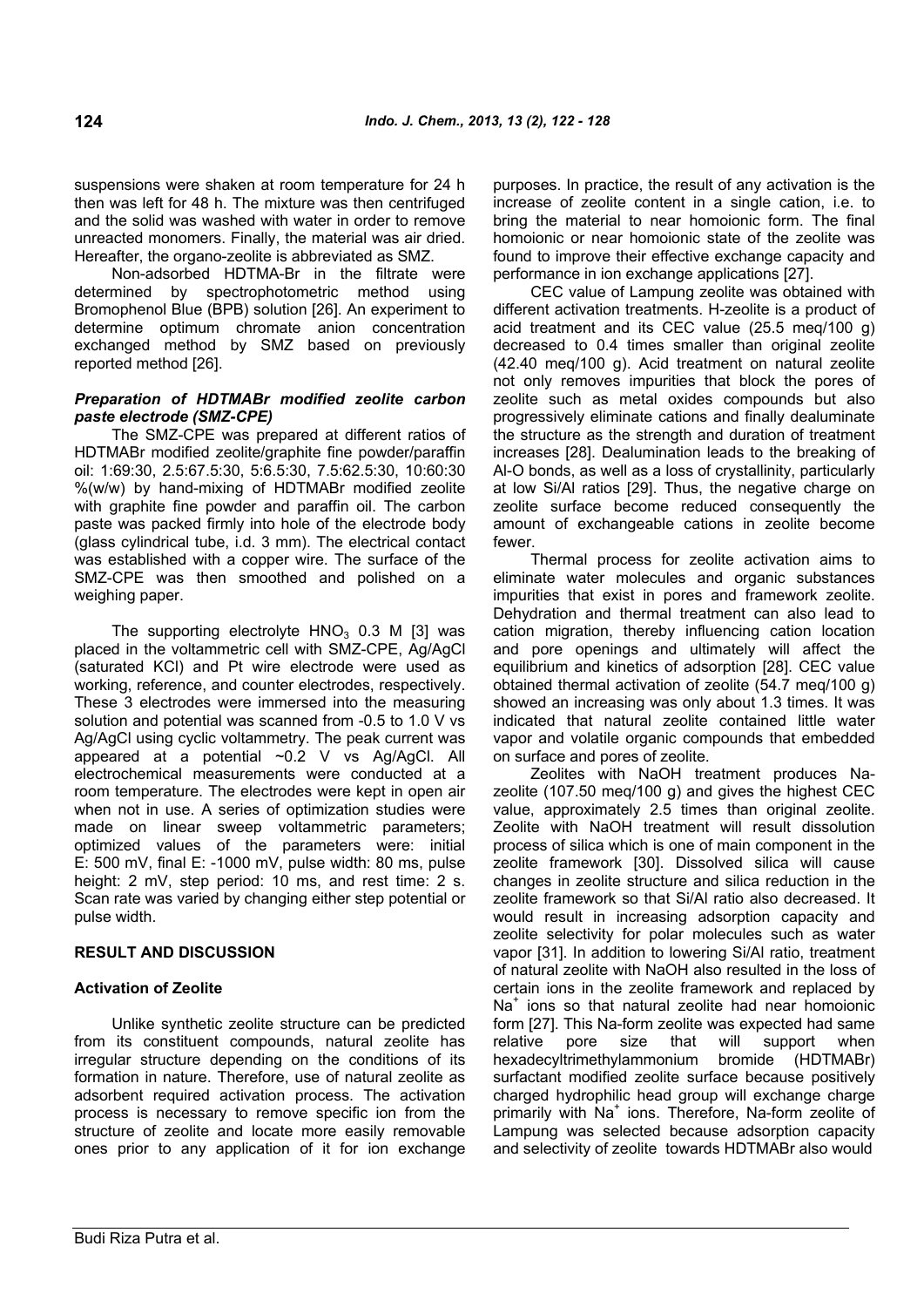suspensions were shaken at room temperature for 24 h then was left for 48 h. The mixture was then centrifuged and the solid was washed with water in order to remove unreacted monomers. Finally, the material was air dried. Hereafter, the organo-zeolite is abbreviated as SMZ.

Non-adsorbed HDTMA-Br in the filtrate were determined by spectrophotometric method using Bromophenol Blue (BPB) solution [26]. An experiment to determine optimum chromate anion concentration exchanged method by SMZ based on previously reported method [26].

### *Preparation of HDTMABr modified zeolite carbon paste electrode (SMZ-CPE)*

The SMZ-CPE was prepared at different ratios of HDTMABr modified zeolite/graphite fine powder/paraffin oil: 1:69:30, 2.5:67.5:30, 5:6.5:30, 7.5:62.5:30, 10:60:30 %(w/w) by hand-mixing of HDTMABr modified zeolite with graphite fine powder and paraffin oil. The carbon paste was packed firmly into hole of the electrode body (glass cylindrical tube, i.d. 3 mm). The electrical contact was established with a copper wire. The surface of the SMZ-CPE was then smoothed and polished on a weighing paper.

The supporting electrolyte $HNO_3$ 0.3 M [3] was placed in the voltammetric cell with SMZ-CPE, Ag/AgCl (saturated KCl) and Pt wire electrode were used as working, reference, and counter electrodes, respectively. These 3 electrodes were immersed into the measuring solution and potential was scanned from -0.5 to 1.0 V vs Ag/AgCl using cyclic voltammetry. The peak current was appeared at a potential ~0.2 V vs Ag/AgCl. All electrochemical measurements were conducted at a room temperature. The electrodes were kept in open air when not in use. A series of optimization studies were made on linear sweep voltammetric parameters; optimized values of the parameters were: initial E: 500 mV, final E: -1000 mV, pulse width: 80 ms, pulse height: 2 mV, step period: 10 ms, and rest time: 2 s. Scan rate was varied by changing either step potential or pulse width.

## RESULT AND DISCUSSION

### Activation of Zeolite

Unlike synthetic zeolite structure can be predicted from its constituent compounds, natural zeolite has irregular structure depending on the conditions of its formation in nature. Therefore, use of natural zeolite as adsorbent required activation process. The activation process is necessary to remove specific ion from the structure of zeolite and locate more easily removable ones prior to any application of it for ion exchange purposes. In practice, the result of any activation is the increase of zeolite content in a single cation, i.e. to bring the material to near homoionic form. The final homoionic or near homoionic state of the zeolite was found to improve their effective exchange capacity and performance in ion exchange applications [27].

CEC value of Lampung zeolite was obtained with different activation treatments. H-zeolite is a product of acid treatment and its CEC value (25.5 meq/100 g) decreased to 0.4 times smaller than original zeolite (42.40 meq/100 g). Acid treatment on natural zeolite not only removes impurities that block the pores of zeolite such as metal oxides compounds but also progressively eliminate cations and finally dealuminate the structure as the strength and duration of treatment increases [28]. Dealumination leads to the breaking of Al-O bonds, as well as a loss of crystallinity, particularly at low Si/Al ratios [29]. Thus, the negative charge on zeolite surface become reduced consequently the amount of exchangeable cations in zeolite become fewer.

Thermal process for zeolite activation aims to eliminate water molecules and organic substances impurities that exist in pores and framework zeolite. Dehydration and thermal treatment can also lead to cation migration, thereby influencing cation location and pore openings and ultimately will affect the equilibrium and kinetics of adsorption [28]. CEC value obtained thermal activation of zeolite (54.7 meq/100 g) showed an increasing was only about 1.3 times. It was indicated that natural zeolite contained little water vapor and volatile organic compounds that embedded on surface and pores of zeolite.

Zeolites with NaOH treatment produces Na-zeolite (107.50 meq/100 g) and gives the highest CEC value, approximately 2.5 times than original zeolite. Zeolite with NaOH treatment will result dissolution process of silica which is one of main component in the zeolite framework [30]. Dissolved silica will cause changes in zeolite structure and silica reduction in the zeolite framework so that Si/Al ratio also decreased. It would result in increasing adsorption capacity and zeolite selectivity for polar molecules such as water vapor [31]. In addition to lowering Si/Al ratio, treatment of natural zeolite with NaOH also resulted in the loss of certain ions in the zeolite framework and replaced by $Na^+$ ions so that natural zeolite had near homoionic form [27]. This Na-form zeolite was expected had same relative pore size that will support when hexadecyltrimethylammonium bromide (HDTMABr) surfactant modified zeolite surface because positively charged hydrophilic head group will exchange charge primarily with $Na^+$ ions. Therefore, Na-form zeolite of Lampung was selected because adsorption capacity and selectivity of zeolite towards HDTMABr also would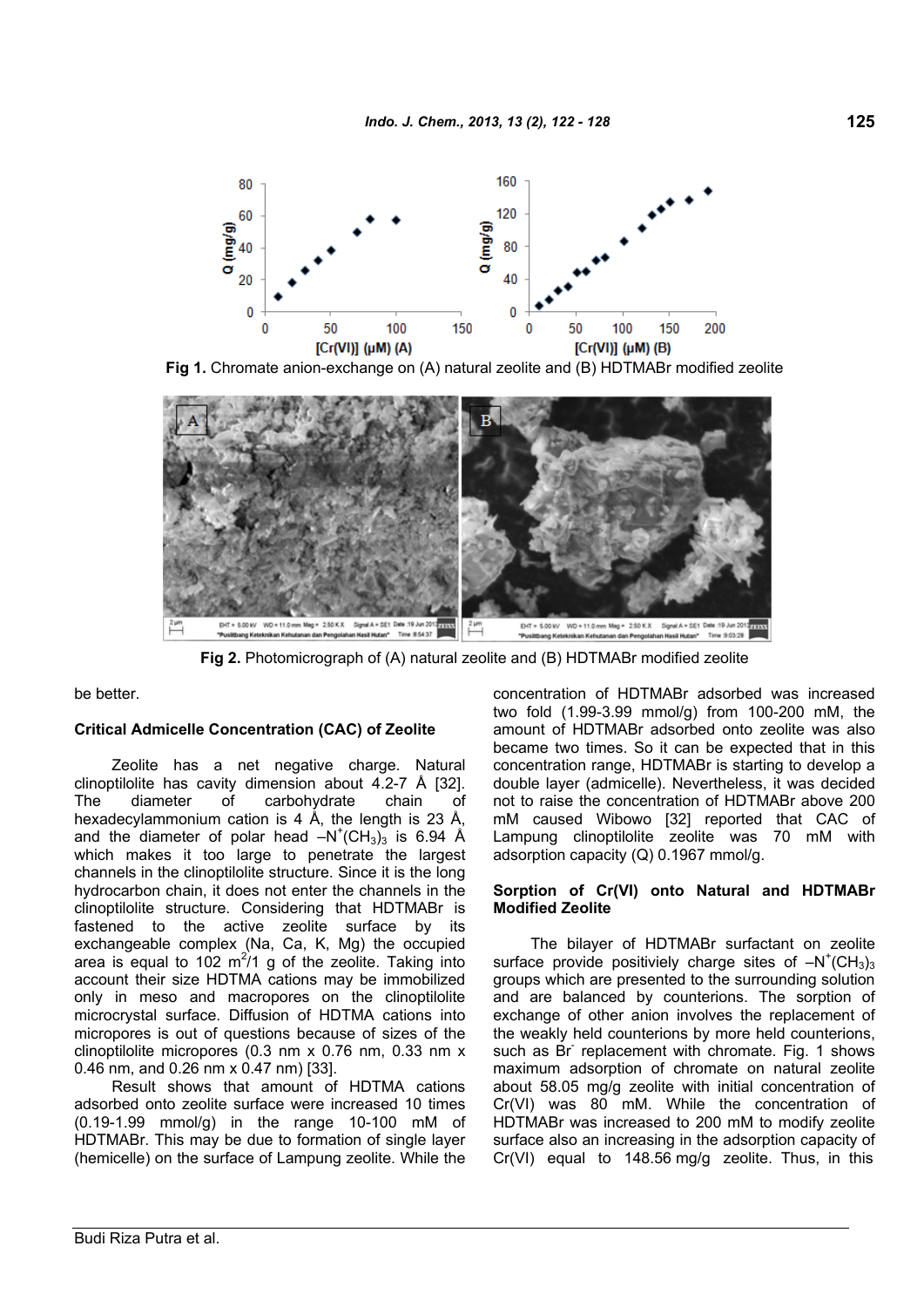Fig 1. Chromate anion-exchange on (A) natural zeolite and (B) HDTMABr modified zeolite

Fig 2. Photomicrograph of (A) natural zeolite and (B) HDTMABr modified zeolite

be better.

**Critical Admicelle Concentration (CAC) of Zeolite**

Zeolite has a net negative charge. Natural clinoptilolite has cavity dimension about 4.2-7 Å [32]. The diameter of carbohydrate chain of hexadecylammonium cation is 4 Å, the length is 23 Å, and the diameter of polar head $-N^{+}(CH_3)_3$ is 6.94 Å which makes it too large to penetrate the largest channels in the clinoptilolite structure. Since it is the long hydrocarbon chain, it does not enter the channels in the clinoptilolite structure. Considering that HDTMABr is fastened to the active zeolite surface by its exchangeable complex (Na, Ca, K, Mg) the occupied area is equal to 102 $m^2$/1 g of the zeolite. Taking into account their size HDTMA cations may be immobilized only in meso and macropores on the clinoptilolite microcrystal surface. Diffusion of HDTMA cations into micropores is out of questions because of sizes of the clinoptilolite micropores (0.3 nm x 0.76 nm, 0.33 nm x 0.46 nm, and 0.26 nm x 0.47 nm) [33].

Result shows that amount of HDTMA cations adsorbed onto zeolite surface were increased 10 times (0.19-1.99 mmol/g) in the range 10-100 mM of HDTMABr. This may be due to formation of single layer (hemicelle) on the surface of Lampung zeolite. While the concentration of HDTMABr adsorbed was increased two fold (1.99-3.99 mmol/g) from 100-200 mM, the amount of HDTMABr adsorbed onto zeolite was also became two times. So it can be expected that in this concentration range, HDTMABr is starting to develop a double layer (admicelle). Nevertheless, it was decided not to raise the concentration of HDTMABr above 200 mM caused Wibowo [32] reported that CAC of Lampung clinoptilolite zeolite was 70 mM with adsorption capacity (Q) 0.1967 mmol/g.

**Sorption of Cr(VI) onto Natural and HDTMABr Modified Zeolite**

The bilayer of HDTMABr surfactant on zeolite surface provide positiviely charge sites of $-N^{+}(CH_3)_3$ groups which are presented to the surrounding solution and are balanced by counterions. The sorption of exchange of other anion involves the replacement of the weakly held counterions by more held counterions, such as $Br^{-}$ replacement with chromate. Fig. 1 shows maximum adsorption of chromate on natural zeolite about 58.05 mg/g zeolite with initial concentration of Cr(VI) was 80 mM. While the concentration of HDTMABr was increased to 200 mM to modify zeolite surface also an increasing in the adsorption capacity of Cr(VI) equal to 148.56 mg/g zeolite. Thus, in this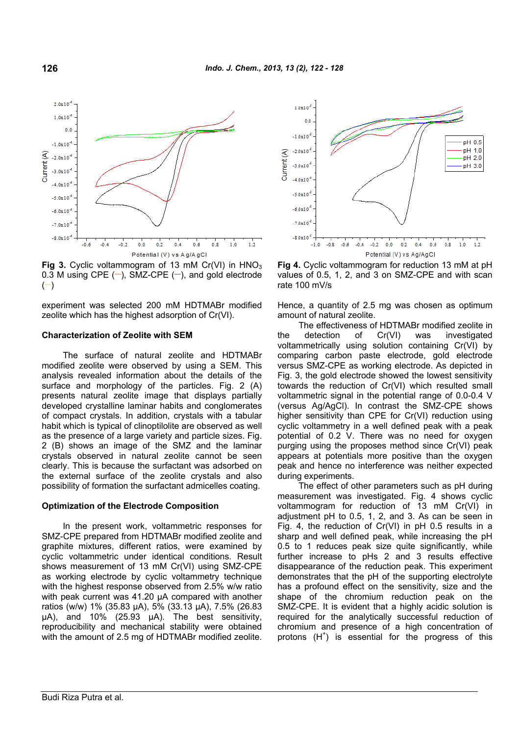Fig 3. Cyclic voltammogram of 13 mM Cr(VI) in $HNO_3$ 0.3 M using CPE (—), SMZ-CPE (—), and gold electrode (—)

Fig 4. Cyclic voltammogram for reduction 13 mM at pH values of 0.5, 1, 2, and 3 on SMZ-CPE and with scan rate 100 mV/s

experiment was selected 200 mM HDTMABr modified zeolite which has the highest adsorption of Cr(VI).

### Characterization of Zeolite with SEM

The surface of natural zeolite and HDTMABr modified zeolite were observed by using a SEM. This analysis revealed information about the details of the surface and morphology of the particles. Fig. 2 (A) presents natural zeolite image that displays partially developed crystalline laminar habits and conglomerates of compact crystals. In addition, crystals with a tabular habit which is typical of clinoptilolite are observed as well as the presence of a large variety and particle sizes. Fig. 2 (B) shows an image of the SMZ and the laminar crystals observed in natural zeolite cannot be seen clearly. This is because the surfactant was adsorbed on the external surface of the zeolite crystals and also possibility of formation the surfactant admicelles coating.

### Optimization of the Electrode Composition

In the present work, voltammetric responses for SMZ-CPE prepared from HDTMABr modified zeolite and graphite mixtures, different ratios, were examined by cyclic voltammetric under identical conditions. Result shows measurement of 13 mM Cr(VI) using SMZ-CPE as working electrode by cyclic voltammetry technique with the highest response observed from 2.5% w/w ratio with peak current was 41.20 μA compared with another ratios (w/w) 1% (35.83 μA), 5% (33.13 μA), 7.5% (26.83 μA), and 10% (25.93 μA). The best sensitivity, reproducibility and mechanical stability were obtained with the amount of 2.5 mg of HDTMABr modified zeolite. Hence, a quantity of 2.5 mg was chosen as optimum amount of natural zeolite.

The effectiveness of HDTMABr modified zeolite in the detection of Cr(VI) was investigated voltammetrically using solution containing Cr(VI) by comparing carbon paste electrode, gold electrode versus SMZ-CPE as working electrode. As depicted in Fig. 3, the gold electrode showed the lowest sensitivity towards the reduction of Cr(VI) which resulted small voltammetric signal in the potential range of 0.0-0.4 V (versus Ag/AgCl). In contrast the SMZ-CPE shows higher sensitivity than CPE for Cr(VI) reduction using cyclic voltammetry in a well defined peak with a peak potential of 0.2 V. There was no need for oxygen purging using the proposes method since Cr(VI) peak appears at potentials more positive than the oxygen peak and hence no interference was neither expected during experiments.

The effect of other parameters such as pH during measurement was investigated. Fig. 4 shows cyclic voltammogram for reduction of 13 mM Cr(VI) in adjustment pH to 0.5, 1, 2, and 3. As can be seen in Fig. 4, the reduction of Cr(VI) in pH 0.5 results in a sharp and well defined peak, while increasing the pH 0.5 to 1 reduces peak size quite significantly, while further increase to pHs 2 and 3 results effective disappearance of the reduction peak. This experiment demonstrates that the pH of the supporting electrolyte has a profound effect on the sensitivity, size and the shape of the chromium reduction peak on the SMZ-CPE. It is evident that a highly acidic solution is required for the analytically successful reduction of chromium and presence of a high concentration of protons ($H^+$) is essential for the progress of this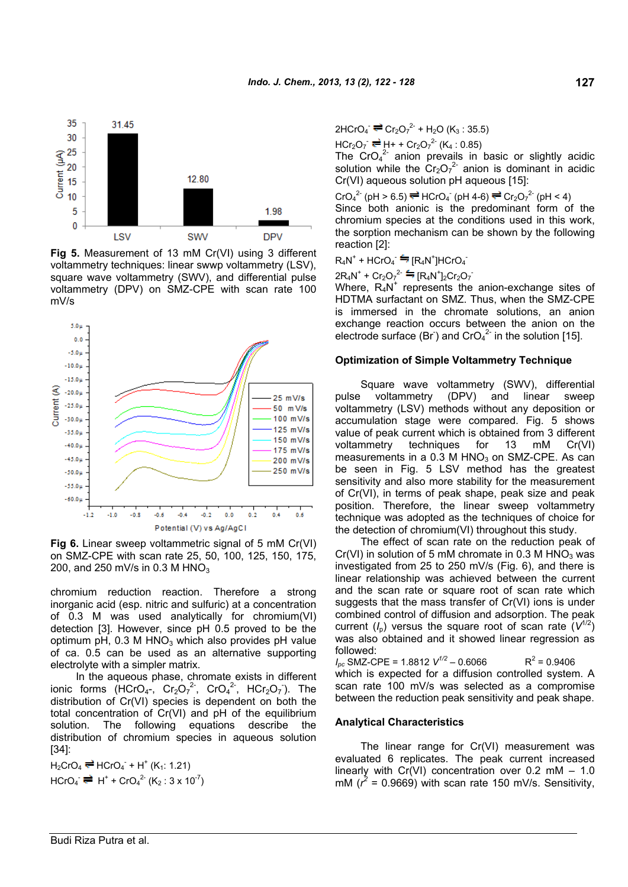Fig 5. Measurement of 13 mM Cr(VI) using 3 different voltammetry techniques: linear swwp voltammetry (LSV), square wave voltammetry (SWV), and differential pulse voltammetry (DPV) on SMZ-CPE with scan rate 100 mV/s

Fig 6. Linear sweep voltammetric signal of 5 mM Cr(VI) on SMZ-CPE with scan rate 25, 50, 100, 125, 150, 175, 200, and 250 mV/s in 0.3 M $HNO_3$

chromium reduction reaction. Therefore a strong inorganic acid (esp. nitric and sulfuric) at a concentration of 0.3 M was used analytically for chromium(VI) detection [3]. However, since pH 0.5 proved to be the optimum pH, 0.3 M $HNO_3$ which also provides pH value of ca. 0.5 can be used as an alternative supporting electrolyte with a simpler matrix.

In the aqueous phase, chromate exists in different ionic forms ($HCrO_4^-$, $Cr_2O_7^{2-}$, $CrO_4^{2-}$, $HCr_2O_7^-$). The distribution of Cr(VI) species is dependent on both the total concentration of Cr(VI) and pH of the equilibrium solution. The following equations describe the distribution of chromium species in aqueous solution [34]:

$H_2CrO_4 \rightleftharpoons HCrO_4^- + H^+$ ($K_1$: 1.21)

$HCrO_4^- \rightleftharpoons H^+ + CrO_4^{2-}$ ($K_2$ : $3 \times 10^{-7}$)

$2HCrO_4^- \rightleftharpoons Cr_2O_7^{2-} + H_2O$ ($K_3$ : 35.5)

$HCr_2O_7^- \rightleftharpoons H^+ + Cr_2O_7^{2-}$ ($K_4$ : 0.85)

The $CrO_4^{2-}$ anion prevails in basic or slightly acidic solution while the $Cr_2O_7^{2-}$ anion is dominant in acidic Cr(VI) aqueous solution pH aqueous [15]:

$CrO_4^{2-}$ (pH > 6.5) $\rightleftharpoons$ $HCrO_4^-$ (pH 4-6) $\rightleftharpoons$ $Cr_2O_7^{2-}$ (pH < 4)

Since both anionic is the predominant form of the chromium species at the conditions used in this work, the sorption mechanism can be shown by the following reaction [2]:

$R_4N^+ + HCrO_4^- \rightleftharpoons [R_4N^+]HCrO_4^-$

$2R_4N^+ + Cr_2O_7^{2-} \rightleftharpoons [R_4N^+]_2Cr_2O_7^-$

Where, $R_4N^+$ represents the anion-exchange sites of HDTMA surfactant on SMZ. Thus, when the SMZ-CPE is immersed in the chromate solutions, an anion exchange reaction occurs between the anion on the electrode surface ($Br^-$) and $CrO_4^{2-}$ in the solution [15].

## Optimization of Simple Voltammetry Technique

Square wave voltammetry (SWV), differential pulse voltammetry (DPV) and linear sweep voltammetry (LSV) methods without any deposition or accumulation stage were compared. Fig. 5 shows value of peak current which is obtained from 3 different voltammetry techniques for 13 mM Cr(VI) measurements in a 0.3 M $HNO_3$ on SMZ-CPE. As can be seen in Fig. 5 LSV method has the greatest sensitivity and also more stability for the measurement of Cr(VI), in terms of peak shape, peak size and peak position. Therefore, the linear sweep voltammetry technique was adopted as the techniques of choice for the detection of chromium(VI) throughout this study.

The effect of scan rate on the reduction peak of Cr(VI) in solution of 5 mM chromate in 0.3 M $HNO_3$ was investigated from 25 to 250 mV/s (Fig. 6), and there is linear relationship was achieved between the current and the scan rate or square root of scan rate which suggests that the mass transfer of Cr(VI) ions is under combined control of diffusion and adsorption. The peak current ($I_p$) versus the square root of scan rate ($V^{1/2}$) was also obtained and it showed linear regression as followed:

$I_{pc}$ SMZ-CPE = 1.8812 $V^{1/2}$ – 0.6066 $\quad\quad$ $R^2$ = 0.9406

which is expected for a diffusion controlled system. A scan rate 100 mV/s was selected as a compromise between the reduction peak sensitivity and peak shape.

## Analytical Characteristics

The linear range for Cr(VI) measurement was evaluated 6 replicates. The peak current increased linearly with Cr(VI) concentration over 0.2 mM – 1.0 mM ($r^2$ = 0.9669) with scan rate 150 mV/s. Sensitivity,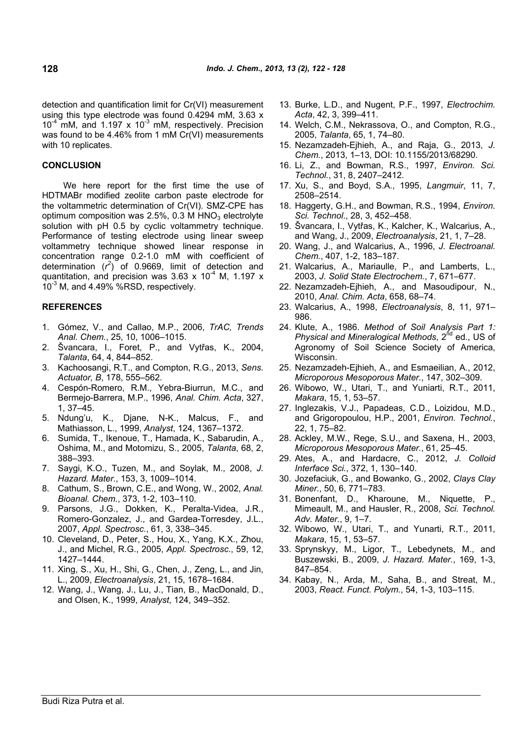detection and quantification limit for Cr(VI) measurement using this type electrode was found 0.4294 mM, 3.63 x $10^{-4}$ mM, and 1.197 x $10^{-3}$ mM, respectively. Precision was found to be 4.46% from 1 mM Cr(VI) measurements with 10 replicates.

## CONCLUSION

We here report for the first time the use of HDTMABr modified zeolite carbon paste electrode for the voltammetric determination of Cr(VI). SMZ-CPE has optimum composition was 2.5%, 0.3 M $HNO_3$ electrolyte solution with pH 0.5 by cyclic voltammetry technique. Performance of testing electrode using linear sweep voltammetry technique showed linear response in concentration range 0.2-1.0 mM with coefficient of determination ($r^2$) of 0.9669, limit of detection and quantitation, and precision was 3.63 x $10^{-4}$ M, 1.197 x $10^{-3}$ M, and 4.49% %RSD, respectively.

## REFERENCES

1. Gómez, V., and Callao, M.P., 2006, *TrAC, Trends Anal. Chem.*, 25, 10, 1006–1015.
2. Švancara, I., Foret, P., and Vytřas, K., 2004, *Talanta*, 64, 4, 844–852.
3. Kachoosangi, R.T., and Compton, R.G., 2013, *Sens. Actuator, B*, 178, 555–562.
4. Cespón-Romero, R.M., Yebra-Biurrun, M.C., and Bermejo-Barrera, M.P., 1996, *Anal. Chim. Acta*, 327, 1, 37–45.
5. Ndung'u, K., Djane, N-K., Malcus, F., and Mathiasson, L., 1999, *Analyst*, 124, 1367–1372.
6. Sumida, T., Ikenoue, T., Hamada, K., Sabarudin, A., Oshima, M., and Motomizu, S., 2005, *Talanta*, 68, 2, 388–393.
7. Saygi, K.O., Tuzen, M., and Soylak, M., 2008, *J. Hazard. Mater.*, 153, 3, 1009–1014.
8. Cathum, S., Brown, C.E., and Wong, W., 2002, *Anal. Bioanal. Chem.*, 373, 1-2, 103–110.
9. Parsons, J.G., Dokken, K., Peralta-Videa, J.R., Romero-Gonzalez, J., and Gardea-Torresdey, J.L., 2007, *Appl. Spectrosc.*, 61, 3, 338–345.
10. Cleveland, D., Peter, S., Hou, X., Yang, K.X., Zhou, J., and Michel, R.G., 2005, *Appl. Spectrosc.*, 59, 12, 1427–1444.
11. Xing, S., Xu, H., Shi, G., Chen, J., Zeng, L., and Jin, L., 2009, *Electroanalysis*, 21, 15, 1678–1684.
12. Wang, J., Wang, J., Lu, J., Tian, B., MacDonald, D., and Olsen, K., 1999, *Analyst*, 124, 349–352.
13. Burke, L.D., and Nugent, P.F., 1997, *Electrochim. Acta*, 42, 3, 399–411.
14. Welch, C.M., Nekrassova, O., and Compton, R.G., 2005, *Talanta*, 65, 1, 74–80.
15. Nezamzadeh-Ejhieh, A., and Raja, G., 2013, *J. Chem.*, 2013, 1–13, DOI: 10.1155/2013/68290.
16. Li, Z., and Bowman, R.S., 1997, *Environ. Sci. Technol.*, 31, 8, 2407–2412.
17. Xu, S., and Boyd, S.A., 1995, *Langmuir*, 11, 7, 2508–2514.
18. Haggerty, G.H., and Bowman, R.S., 1994, *Environ. Sci. Technol.*, 28, 3, 452–458.
19. Švancara, I., Vytřas, K., Kalcher, K., Walcarius, A., and Wang, J., 2009, *Electroanalysis*, 21, 1, 7–28.
20. Wang, J., and Walcarius, A., 1996, *J. Electroanal. Chem.*, 407, 1-2, 183–187.
21. Walcarius, A., Mariaulle, P., and Lamberts, L., 2003, *J. Solid State Electrochem.*, 7, 671–677.
22. Nezamzadeh-Ejhieh, A., and Masoudipour, N., 2010, *Anal. Chim. Acta*, 658, 68–74.
23. Walcarius, A., 1998, *Electroanalysis*, 8, 11, 971–986.
24. Klute, A., 1986. *Method of Soil Analysis Part 1: Physical and Mineralogical Methods*, 2nd ed., US of Agronomy of Soil Science Society of America, Wisconsin.
25. Nezamzadeh-Ejhieh, A., and Esmaeilian, A., 2012, *Microporous Mesoporous Mater.*, 147, 302–309.
26. Wibowo, W., Utari, T., and Yuniarti, R.T., 2011, *Makara*, 15, 1, 53–57.
27. Inglezakis, V.J., Papadeas, C.D., Loizidou, M.D., and Grigoropoulou, H.P., 2001, *Environ. Technol.*, 22, 1, 75–82.
28. Ackley, M.W., Rege, S.U., and Saxena, H., 2003, *Microporous Mesoporous Mater.*, 61, 25–45.
29. Ates, A., and Hardacre, C., 2012, *J. Colloid Interface Sci.*, 372, 1, 130–140.
30. Jozefaciuk, G., and Bowanko, G., 2002, *Clays Clay Miner.*, 50, 6, 771–783.
31. Bonenfant, D., Kharoune, M., Niquette, P., Mimeault, M., and Hausler, R., 2008, *Sci. Technol. Adv. Mater.*, 9, 1–7.
32. Wibowo, W., Utari, T., and Yunarti, R.T., 2011, *Makara*, 15, 1, 53–57.
33. Sprynskyy, M., Ligor, T., Lebedynets, M., and Buszewski, B., 2009, *J. Hazard. Mater.*, 169, 1-3, 847–854.
34. Kabay, N., Arda, M., Saha, B., and Streat, M., 2003, *React. Funct. Polym.*, 54, 1-3, 103–115.